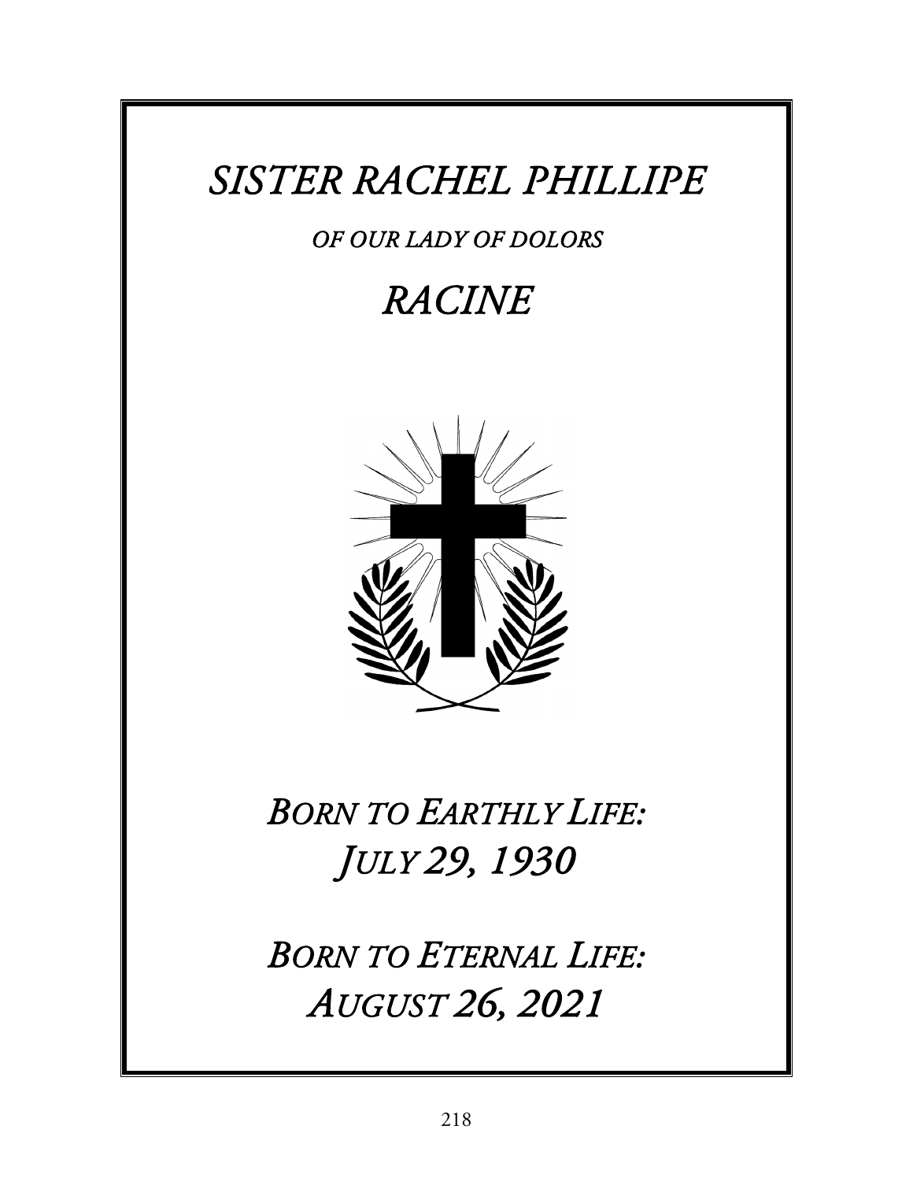# *SISTER RACHEL PHILLIPE*

*OF OUR LADY OF DOLORS*

## *RACINE*

## *BORN TO EARTHLY LIFE:*
## *JULY 29, 1930*

## *BORN TO ETERNAL LIFE:*
## *AUGUST 26, 2021*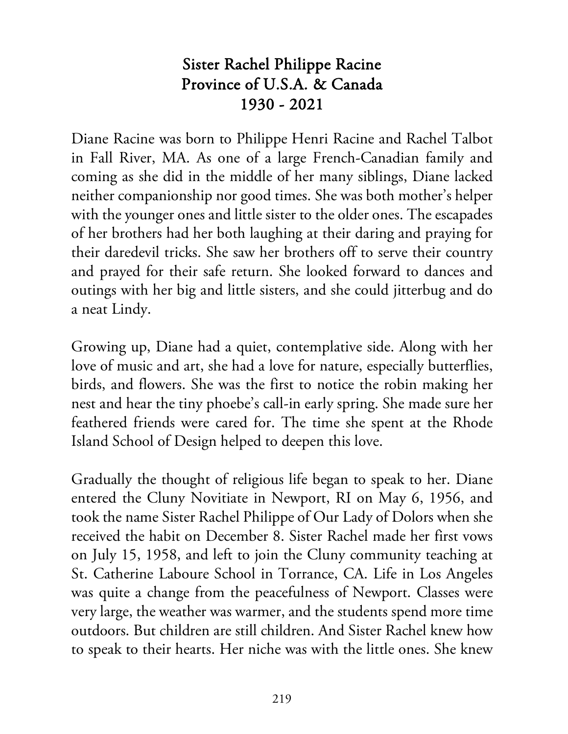# Sister Rachel Philippe Racine
## Province of U.S.A. & Canada
## 1930 - 2021

Diane Racine was born to Philippe Henri Racine and Rachel Talbot in Fall River, MA. As one of a large French-Canadian family and coming as she did in the middle of her many siblings, Diane lacked neither companionship nor good times. She was both mother's helper with the younger ones and little sister to the older ones. The escapades of her brothers had her both laughing at their daring and praying for their daredevil tricks. She saw her brothers off to serve their country and prayed for their safe return. She looked forward to dances and outings with her big and little sisters, and she could jitterbug and do a neat Lindy.

Growing up, Diane had a quiet, contemplative side. Along with her love of music and art, she had a love for nature, especially butterflies, birds, and flowers. She was the first to notice the robin making her nest and hear the tiny phoebe's call-in early spring. She made sure her feathered friends were cared for. The time she spent at the Rhode Island School of Design helped to deepen this love.

Gradually the thought of religious life began to speak to her. Diane entered the Cluny Novitiate in Newport, RI on May 6, 1956, and took the name Sister Rachel Philippe of Our Lady of Dolors when she received the habit on December 8. Sister Rachel made her first vows on July 15, 1958, and left to join the Cluny community teaching at St. Catherine Laboure School in Torrance, CA. Life in Los Angeles was quite a change from the peacefulness of Newport. Classes were very large, the weather was warmer, and the students spend more time outdoors. But children are still children. And Sister Rachel knew how to speak to their hearts. Her niche was with the little ones. She knew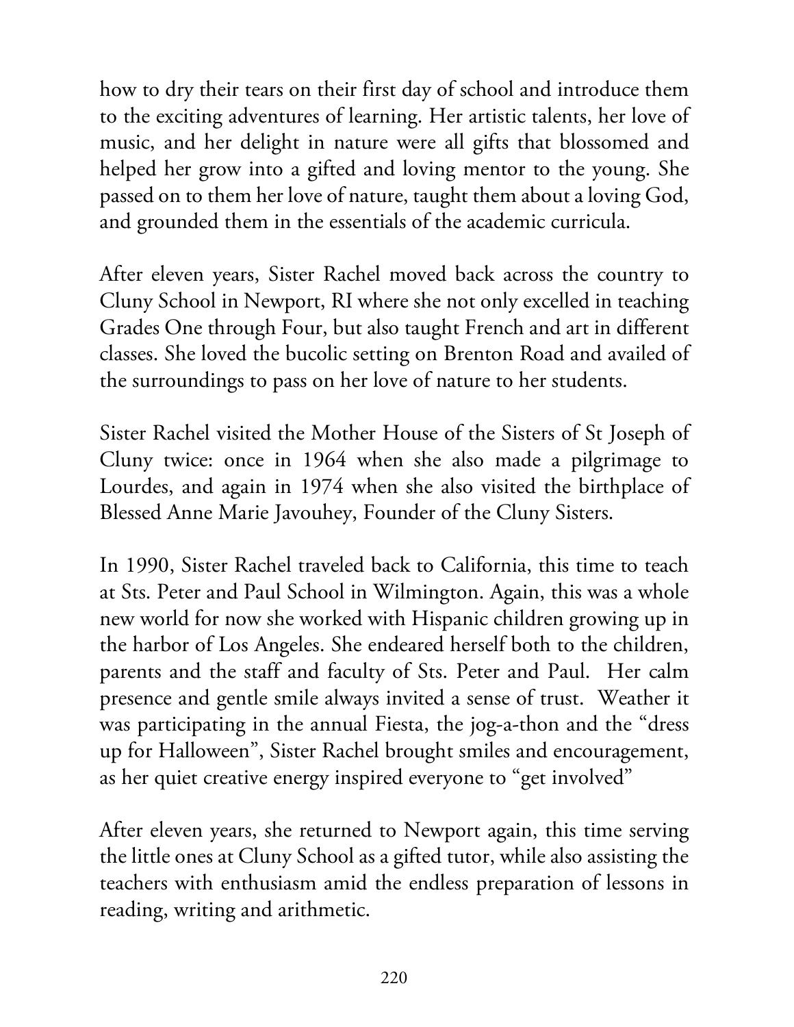how to dry their tears on their first day of school and introduce them to the exciting adventures of learning. Her artistic talents, her love of music, and her delight in nature were all gifts that blossomed and helped her grow into a gifted and loving mentor to the young. She passed on to them her love of nature, taught them about a loving God, and grounded them in the essentials of the academic curricula.

After eleven years, Sister Rachel moved back across the country to Cluny School in Newport, RI where she not only excelled in teaching Grades One through Four, but also taught French and art in different classes. She loved the bucolic setting on Brenton Road and availed of the surroundings to pass on her love of nature to her students.

Sister Rachel visited the Mother House of the Sisters of St Joseph of Cluny twice: once in 1964 when she also made a pilgrimage to Lourdes, and again in 1974 when she also visited the birthplace of Blessed Anne Marie Javouhey, Founder of the Cluny Sisters.

In 1990, Sister Rachel traveled back to California, this time to teach at Sts. Peter and Paul School in Wilmington. Again, this was a whole new world for now she worked with Hispanic children growing up in the harbor of Los Angeles. She endeared herself both to the children, parents and the staff and faculty of Sts. Peter and Paul. Her calm presence and gentle smile always invited a sense of trust. Weather it was participating in the annual Fiesta, the jog-a-thon and the "dress up for Halloween", Sister Rachel brought smiles and encouragement, as her quiet creative energy inspired everyone to "get involved"

After eleven years, she returned to Newport again, this time serving the little ones at Cluny School as a gifted tutor, while also assisting the teachers with enthusiasm amid the endless preparation of lessons in reading, writing and arithmetic.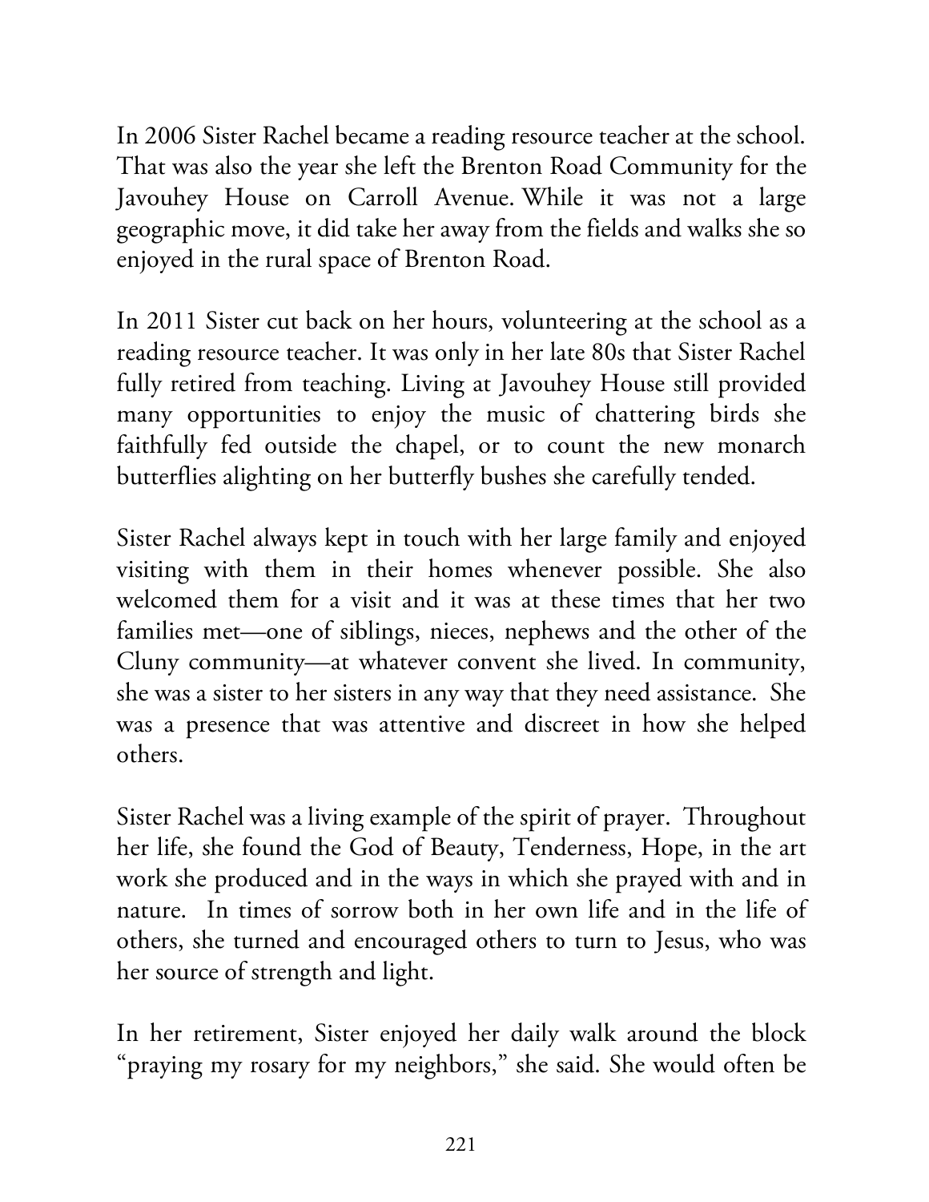In 2006 Sister Rachel became a reading resource teacher at the school. That was also the year she left the Brenton Road Community for the Javouhey House on Carroll Avenue. While it was not a large geographic move, it did take her away from the fields and walks she so enjoyed in the rural space of Brenton Road.

In 2011 Sister cut back on her hours, volunteering at the school as a reading resource teacher. It was only in her late 80s that Sister Rachel fully retired from teaching. Living at Javouhey House still provided many opportunities to enjoy the music of chattering birds she faithfully fed outside the chapel, or to count the new monarch butterflies alighting on her butterfly bushes she carefully tended.

Sister Rachel always kept in touch with her large family and enjoyed visiting with them in their homes whenever possible. She also welcomed them for a visit and it was at these times that her two families met—one of siblings, nieces, nephews and the other of the Cluny community—at whatever convent she lived. In community, she was a sister to her sisters in any way that they need assistance. She was a presence that was attentive and discreet in how she helped others.

Sister Rachel was a living example of the spirit of prayer. Throughout her life, she found the God of Beauty, Tenderness, Hope, in the art work she produced and in the ways in which she prayed with and in nature. In times of sorrow both in her own life and in the life of others, she turned and encouraged others to turn to Jesus, who was her source of strength and light.

In her retirement, Sister enjoyed her daily walk around the block "praying my rosary for my neighbors," she said. She would often be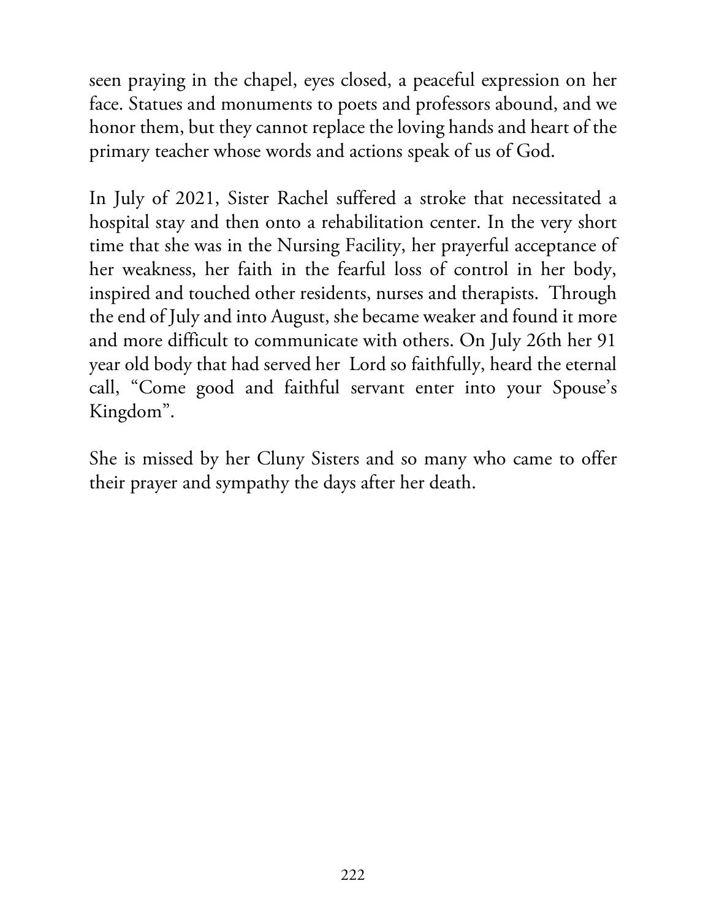seen praying in the chapel, eyes closed, a peaceful expression on her face. Statues and monuments to poets and professors abound, and we honor them, but they cannot replace the loving hands and heart of the primary teacher whose words and actions speak of us of God.

In July of 2021, Sister Rachel suffered a stroke that necessitated a hospital stay and then onto a rehabilitation center. In the very short time that she was in the Nursing Facility, her prayerful acceptance of her weakness, her faith in the fearful loss of control in her body, inspired and touched other residents, nurses and therapists. Through the end of July and into August, she became weaker and found it more and more difficult to communicate with others. On July 26th her 91 year old body that had served her Lord so faithfully, heard the eternal call, "Come good and faithful servant enter into your Spouse's Kingdom".

She is missed by her Cluny Sisters and so many who came to offer their prayer and sympathy the days after her death.